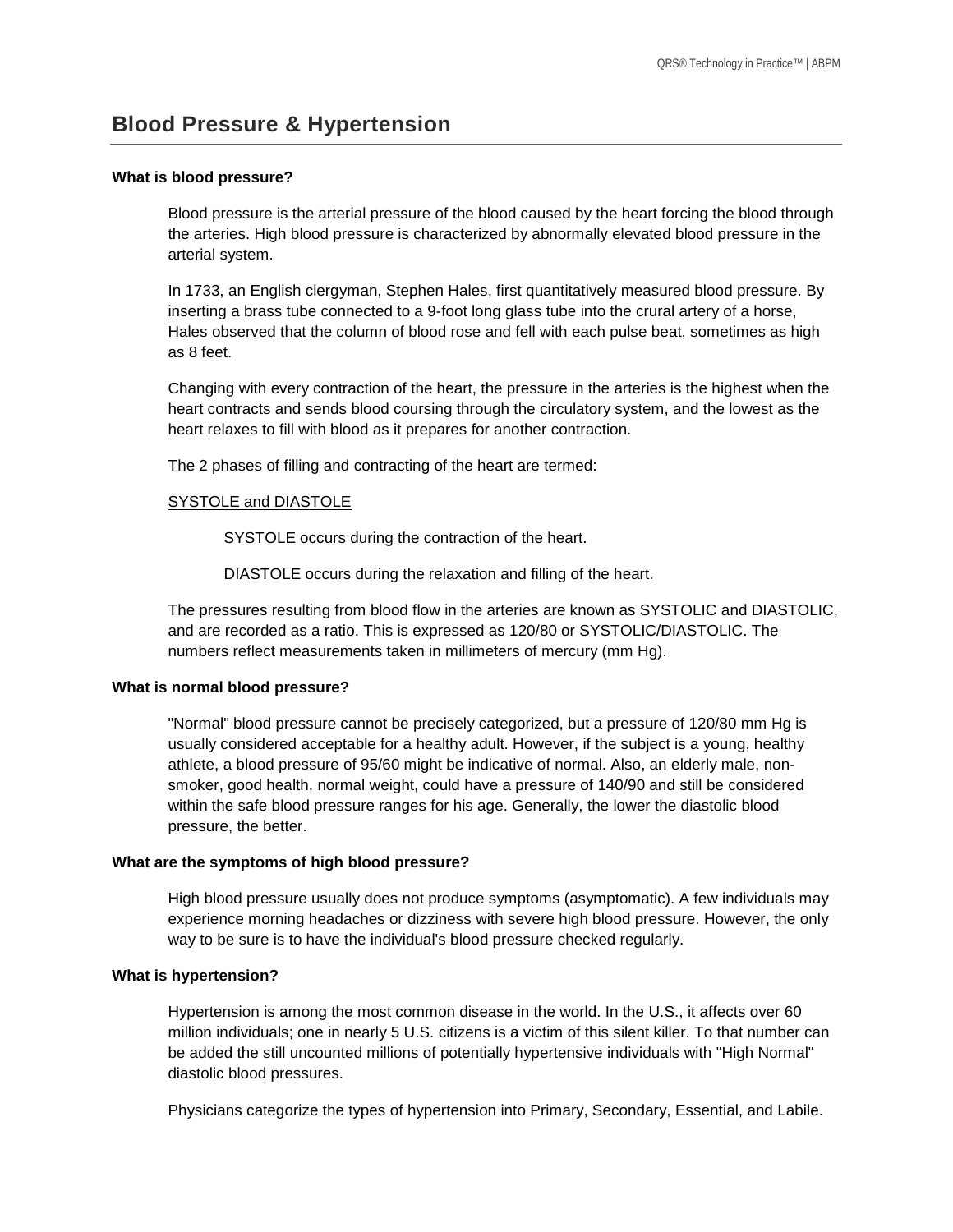# Blood Pressure & Hypertension

### What is blood pressure?

Blood pressure is the arterial pressure of the blood caused by the heart forcing the blood through the arteries. High blood pressure is characterized by abnormally elevated blood pressure in the arterial system.

In 1733, an English clergyman, Stephen Hales, first quantitatively measured blood pressure. By inserting a brass tube connected to a 9-foot long glass tube into the crural artery of a horse, Hales observed that the column of blood rose and fell with each pulse beat, sometimes as high as 8 feet.

Changing with every contraction of the heart, the pressure in the arteries is the highest when the heart contracts and sends blood coursing through the circulatory system, and the lowest as the heart relaxes to fill with blood as it prepares for another contraction.

The 2 phases of filling and contracting of the heart are termed:

<u>SYSTOLE and DIASTOLE</u>

SYSTOLE occurs during the contraction of the heart.

DIASTOLE occurs during the relaxation and filling of the heart.

The pressures resulting from blood flow in the arteries are known as SYSTOLIC and DIASTOLIC, and are recorded as a ratio. This is expressed as 120/80 or SYSTOLIC/DIASTOLIC. The numbers reflect measurements taken in millimeters of mercury (mm Hg).

### What is normal blood pressure?

"Normal" blood pressure cannot be precisely categorized, but a pressure of 120/80 mm Hg is usually considered acceptable for a healthy adult. However, if the subject is a young, healthy athlete, a blood pressure of 95/60 might be indicative of normal. Also, an elderly male, non-smoker, good health, normal weight, could have a pressure of 140/90 and still be considered within the safe blood pressure ranges for his age. Generally, the lower the diastolic blood pressure, the better.

### What are the symptoms of high blood pressure?

High blood pressure usually does not produce symptoms (asymptomatic). A few individuals may experience morning headaches or dizziness with severe high blood pressure. However, the only way to be sure is to have the individual's blood pressure checked regularly.

### What is hypertension?

Hypertension is among the most common disease in the world. In the U.S., it affects over 60 million individuals; one in nearly 5 U.S. citizens is a victim of this silent killer. To that number can be added the still uncounted millions of potentially hypertensive individuals with "High Normal" diastolic blood pressures.

Physicians categorize the types of hypertension into Primary, Secondary, Essential, and Labile.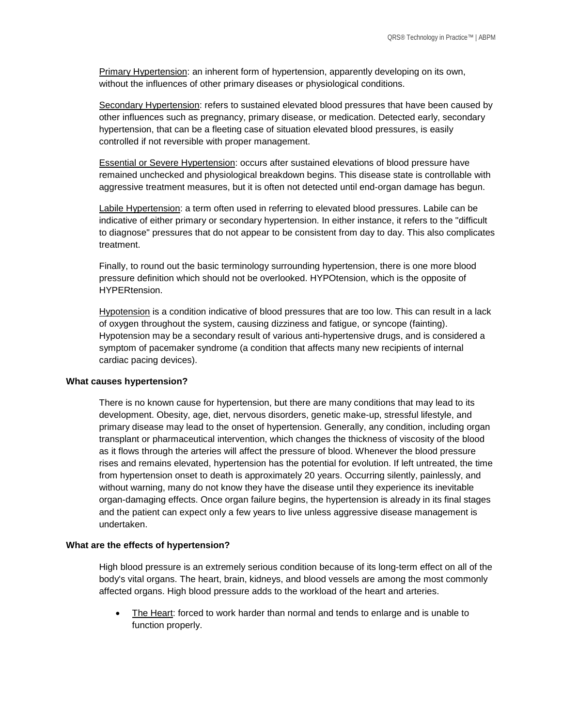Primary Hypertension: an inherent form of hypertension, apparently developing on its own, without the influences of other primary diseases or physiological conditions.

Secondary Hypertension: refers to sustained elevated blood pressures that have been caused by other influences such as pregnancy, primary disease, or medication. Detected early, secondary hypertension, that can be a fleeting case of situation elevated blood pressures, is easily controlled if not reversible with proper management.

Essential or Severe Hypertension: occurs after sustained elevations of blood pressure have remained unchecked and physiological breakdown begins. This disease state is controllable with aggressive treatment measures, but it is often not detected until end-organ damage has begun.

Labile Hypertension: a term often used in referring to elevated blood pressures. Labile can be indicative of either primary or secondary hypertension. In either instance, it refers to the "difficult to diagnose" pressures that do not appear to be consistent from day to day. This also complicates treatment.

Finally, to round out the basic terminology surrounding hypertension, there is one more blood pressure definition which should not be overlooked. HYPOtension, which is the opposite of HYPERtension.

Hypotension is a condition indicative of blood pressures that are too low. This can result in a lack of oxygen throughout the system, causing dizziness and fatigue, or syncope (fainting). Hypotension may be a secondary result of various anti-hypertensive drugs, and is considered a symptom of pacemaker syndrome (a condition that affects many new recipients of internal cardiac pacing devices).

**What causes hypertension?**

There is no known cause for hypertension, but there are many conditions that may lead to its development. Obesity, age, diet, nervous disorders, genetic make-up, stressful lifestyle, and primary disease may lead to the onset of hypertension. Generally, any condition, including organ transplant or pharmaceutical intervention, which changes the thickness of viscosity of the blood as it flows through the arteries will affect the pressure of blood. Whenever the blood pressure rises and remains elevated, hypertension has the potential for evolution. If left untreated, the time from hypertension onset to death is approximately 20 years. Occurring silently, painlessly, and without warning, many do not know they have the disease until they experience its inevitable organ-damaging effects. Once organ failure begins, the hypertension is already in its final stages and the patient can expect only a few years to live unless aggressive disease management is undertaken.

**What are the effects of hypertension?**

High blood pressure is an extremely serious condition because of its long-term effect on all of the body's vital organs. The heart, brain, kidneys, and blood vessels are among the most commonly affected organs. High blood pressure adds to the workload of the heart and arteries.

- The Heart: forced to work harder than normal and tends to enlarge and is unable to function properly.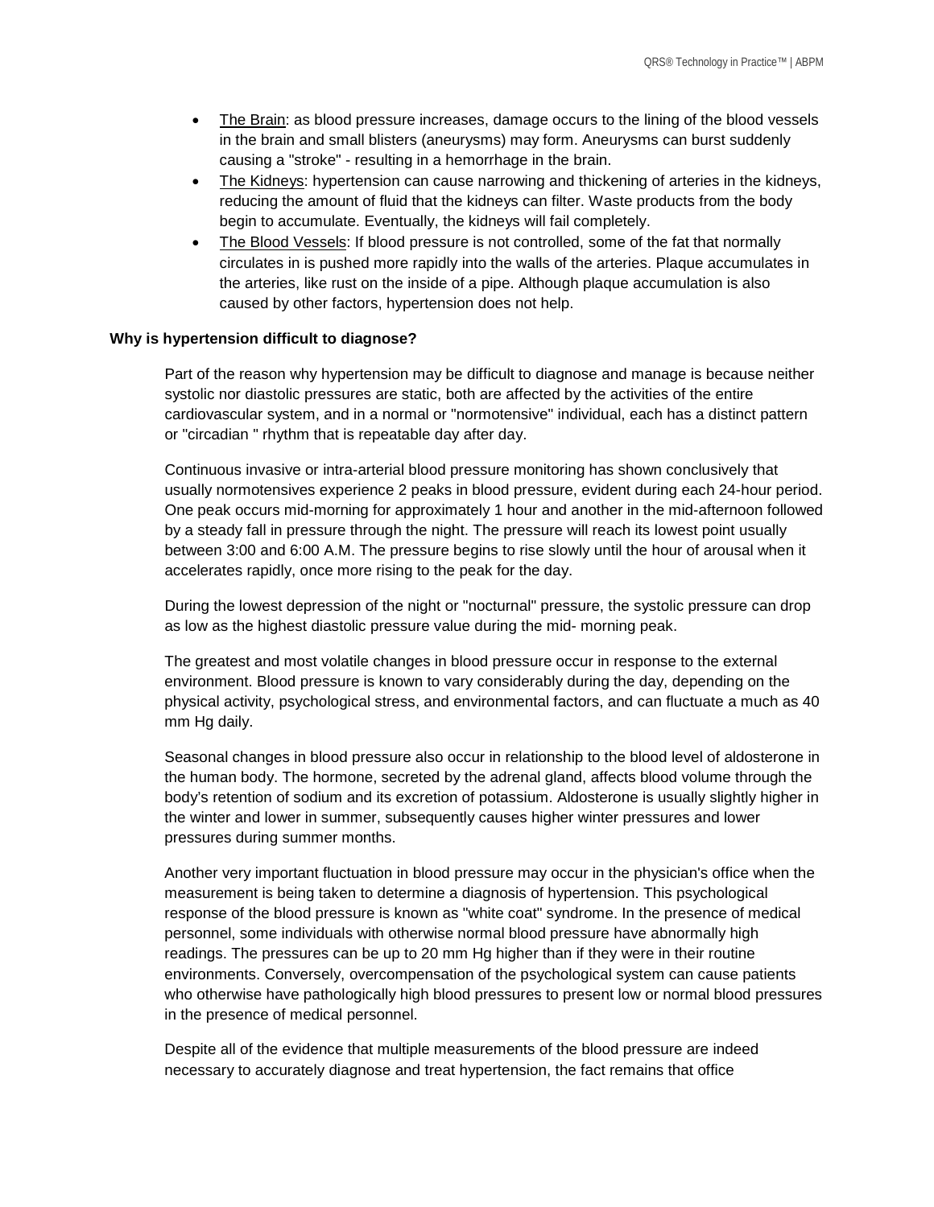- The Brain: as blood pressure increases, damage occurs to the lining of the blood vessels in the brain and small blisters (aneurysms) may form. Aneurysms can burst suddenly causing a "stroke" - resulting in a hemorrhage in the brain.
- The Kidneys: hypertension can cause narrowing and thickening of arteries in the kidneys, reducing the amount of fluid that the kidneys can filter. Waste products from the body begin to accumulate. Eventually, the kidneys will fail completely.
- The Blood Vessels: If blood pressure is not controlled, some of the fat that normally circulates in is pushed more rapidly into the walls of the arteries. Plaque accumulates in the arteries, like rust on the inside of a pipe. Although plaque accumulation is also caused by other factors, hypertension does not help.

**Why is hypertension difficult to diagnose?**

Part of the reason why hypertension may be difficult to diagnose and manage is because neither systolic nor diastolic pressures are static, both are affected by the activities of the entire cardiovascular system, and in a normal or "normotensive" individual, each has a distinct pattern or "circadian " rhythm that is repeatable day after day.

Continuous invasive or intra-arterial blood pressure monitoring has shown conclusively that usually normotensives experience 2 peaks in blood pressure, evident during each 24-hour period. One peak occurs mid-morning for approximately 1 hour and another in the mid-afternoon followed by a steady fall in pressure through the night. The pressure will reach its lowest point usually between 3:00 and 6:00 A.M. The pressure begins to rise slowly until the hour of arousal when it accelerates rapidly, once more rising to the peak for the day.

During the lowest depression of the night or "nocturnal" pressure, the systolic pressure can drop as low as the highest diastolic pressure value during the mid- morning peak.

The greatest and most volatile changes in blood pressure occur in response to the external environment. Blood pressure is known to vary considerably during the day, depending on the physical activity, psychological stress, and environmental factors, and can fluctuate a much as 40 mm Hg daily.

Seasonal changes in blood pressure also occur in relationship to the blood level of aldosterone in the human body. The hormone, secreted by the adrenal gland, affects blood volume through the body's retention of sodium and its excretion of potassium. Aldosterone is usually slightly higher in the winter and lower in summer, subsequently causes higher winter pressures and lower pressures during summer months.

Another very important fluctuation in blood pressure may occur in the physician's office when the measurement is being taken to determine a diagnosis of hypertension. This psychological response of the blood pressure is known as "white coat" syndrome. In the presence of medical personnel, some individuals with otherwise normal blood pressure have abnormally high readings. The pressures can be up to 20 mm Hg higher than if they were in their routine environments. Conversely, overcompensation of the psychological system can cause patients who otherwise have pathologically high blood pressures to present low or normal blood pressures in the presence of medical personnel.

Despite all of the evidence that multiple measurements of the blood pressure are indeed necessary to accurately diagnose and treat hypertension, the fact remains that office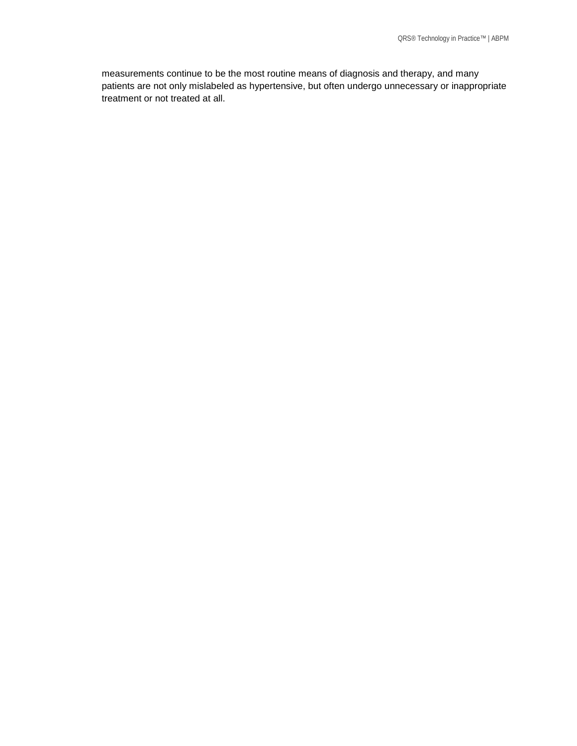measurements continue to be the most routine means of diagnosis and therapy, and many patients are not only mislabeled as hypertensive, but often undergo unnecessary or inappropriate treatment or not treated at all.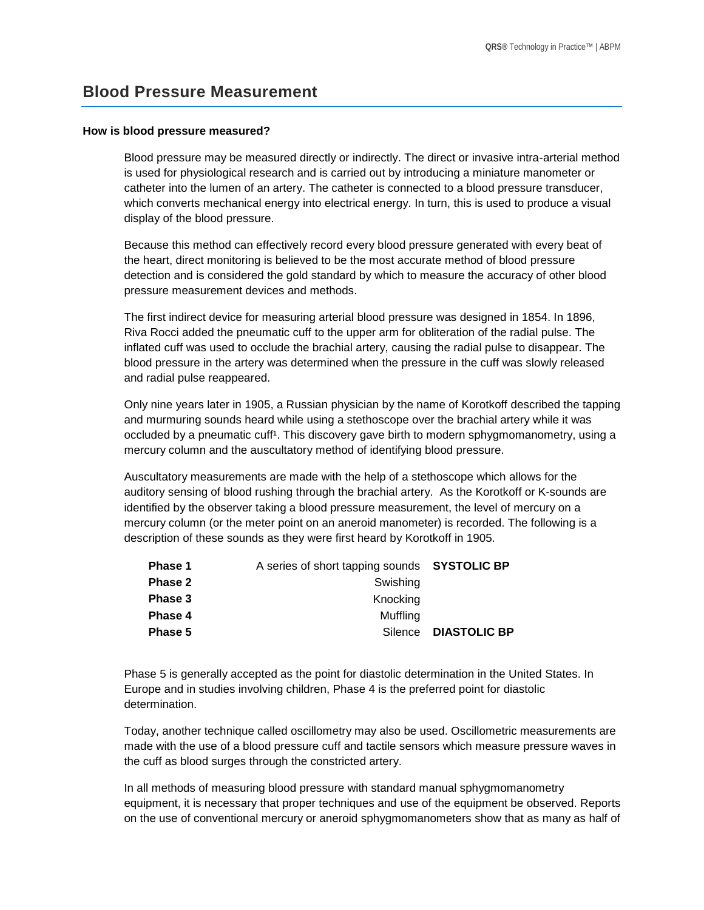## Blood Pressure Measurement

**How is blood pressure measured?**

Blood pressure may be measured directly or indirectly. The direct or invasive intra-arterial method is used for physiological research and is carried out by introducing a miniature manometer or catheter into the lumen of an artery. The catheter is connected to a blood pressure transducer, which converts mechanical energy into electrical energy. In turn, this is used to produce a visual display of the blood pressure.

Because this method can effectively record every blood pressure generated with every beat of the heart, direct monitoring is believed to be the most accurate method of blood pressure detection and is considered the gold standard by which to measure the accuracy of other blood pressure measurement devices and methods.

The first indirect device for measuring arterial blood pressure was designed in 1854. In 1896, Riva Rocci added the pneumatic cuff to the upper arm for obliteration of the radial pulse. The inflated cuff was used to occlude the brachial artery, causing the radial pulse to disappear. The blood pressure in the artery was determined when the pressure in the cuff was slowly released and radial pulse reappeared.

Only nine years later in 1905, a Russian physician by the name of Korotkoff described the tapping and murmuring sounds heard while using a stethoscope over the brachial artery while it was occluded by a pneumatic cuff[1]. This discovery gave birth to modern sphygmomanometry, using a mercury column and the auscultatory method of identifying blood pressure.

Auscultatory measurements are made with the help of a stethoscope which allows for the auditory sensing of blood rushing through the brachial artery. As the Korotkoff or K-sounds are identified by the observer taking a blood pressure measurement, the level of mercury on a mercury column (or the meter point on an aneroid manometer) is recorded. The following is a description of these sounds as they were first heard by Korotkoff in 1905.

| | | |
|---|---|---|
| **Phase 1** | A series of short tapping sounds | **SYSTOLIC BP** |
| **Phase 2** | Swishing | |
| **Phase 3** | Knocking | |
| **Phase 4** | Muffling | |
| **Phase 5** | Silence | **DIASTOLIC BP** |

Phase 5 is generally accepted as the point for diastolic determination in the United States. In Europe and in studies involving children, Phase 4 is the preferred point for diastolic determination.

Today, another technique called oscillometry may also be used. Oscillometric measurements are made with the use of a blood pressure cuff and tactile sensors which measure pressure waves in the cuff as blood surges through the constricted artery.

In all methods of measuring blood pressure with standard manual sphygmomanometry equipment, it is necessary that proper techniques and use of the equipment be observed. Reports on the use of conventional mercury or aneroid sphygmomanometers show that as many as half of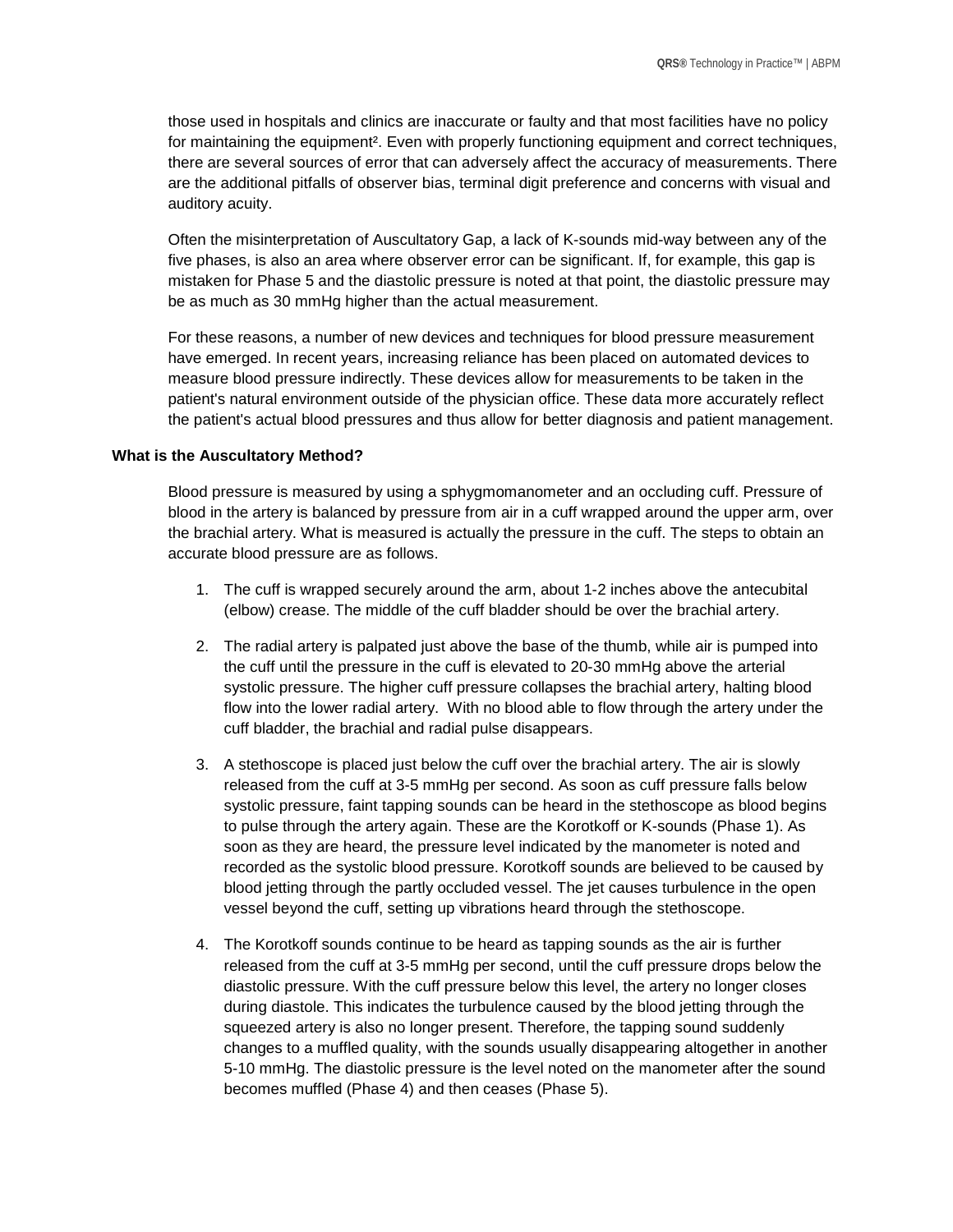those used in hospitals and clinics are inaccurate or faulty and that most facilities have no policy for maintaining the equipment[2]. Even with properly functioning equipment and correct techniques, there are several sources of error that can adversely affect the accuracy of measurements. There are the additional pitfalls of observer bias, terminal digit preference and concerns with visual and auditory acuity.

Often the misinterpretation of Auscultatory Gap, a lack of K-sounds mid-way between any of the five phases, is also an area where observer error can be significant. If, for example, this gap is mistaken for Phase 5 and the diastolic pressure is noted at that point, the diastolic pressure may be as much as 30 mmHg higher than the actual measurement.

For these reasons, a number of new devices and techniques for blood pressure measurement have emerged. In recent years, increasing reliance has been placed on automated devices to measure blood pressure indirectly. These devices allow for measurements to be taken in the patient's natural environment outside of the physician office. These data more accurately reflect the patient's actual blood pressures and thus allow for better diagnosis and patient management.

**What is the Auscultatory Method?**

Blood pressure is measured by using a sphygmomanometer and an occluding cuff. Pressure of blood in the artery is balanced by pressure from air in a cuff wrapped around the upper arm, over the brachial artery. What is measured is actually the pressure in the cuff. The steps to obtain an accurate blood pressure are as follows.

1. The cuff is wrapped securely around the arm, about 1-2 inches above the antecubital (elbow) crease. The middle of the cuff bladder should be over the brachial artery.

2. The radial artery is palpated just above the base of the thumb, while air is pumped into the cuff until the pressure in the cuff is elevated to 20-30 mmHg above the arterial systolic pressure. The higher cuff pressure collapses the brachial artery, halting blood flow into the lower radial artery. With no blood able to flow through the artery under the cuff bladder, the brachial and radial pulse disappears.

3. A stethoscope is placed just below the cuff over the brachial artery. The air is slowly released from the cuff at 3-5 mmHg per second. As soon as cuff pressure falls below systolic pressure, faint tapping sounds can be heard in the stethoscope as blood begins to pulse through the artery again. These are the Korotkoff or K-sounds (Phase 1). As soon as they are heard, the pressure level indicated by the manometer is noted and recorded as the systolic blood pressure. Korotkoff sounds are believed to be caused by blood jetting through the partly occluded vessel. The jet causes turbulence in the open vessel beyond the cuff, setting up vibrations heard through the stethoscope.

4. The Korotkoff sounds continue to be heard as tapping sounds as the air is further released from the cuff at 3-5 mmHg per second, until the cuff pressure drops below the diastolic pressure. With the cuff pressure below this level, the artery no longer closes during diastole. This indicates the turbulence caused by the blood jetting through the squeezed artery is also no longer present. Therefore, the tapping sound suddenly changes to a muffled quality, with the sounds usually disappearing altogether in another 5-10 mmHg. The diastolic pressure is the level noted on the manometer after the sound becomes muffled (Phase 4) and then ceases (Phase 5).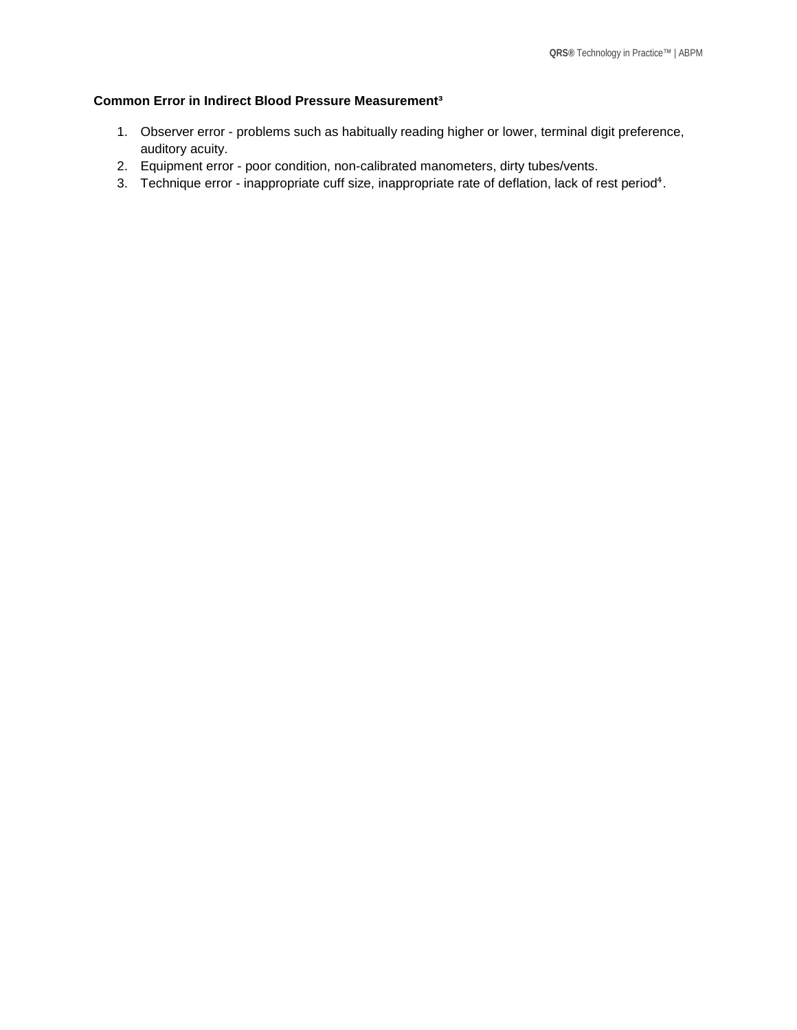**Common Error in Indirect Blood Pressure Measurement[3]**

1. Observer error - problems such as habitually reading higher or lower, terminal digit preference, auditory acuity.
2. Equipment error - poor condition, non-calibrated manometers, dirty tubes/vents.
3. Technique error - inappropriate cuff size, inappropriate rate of deflation, lack of rest period[4].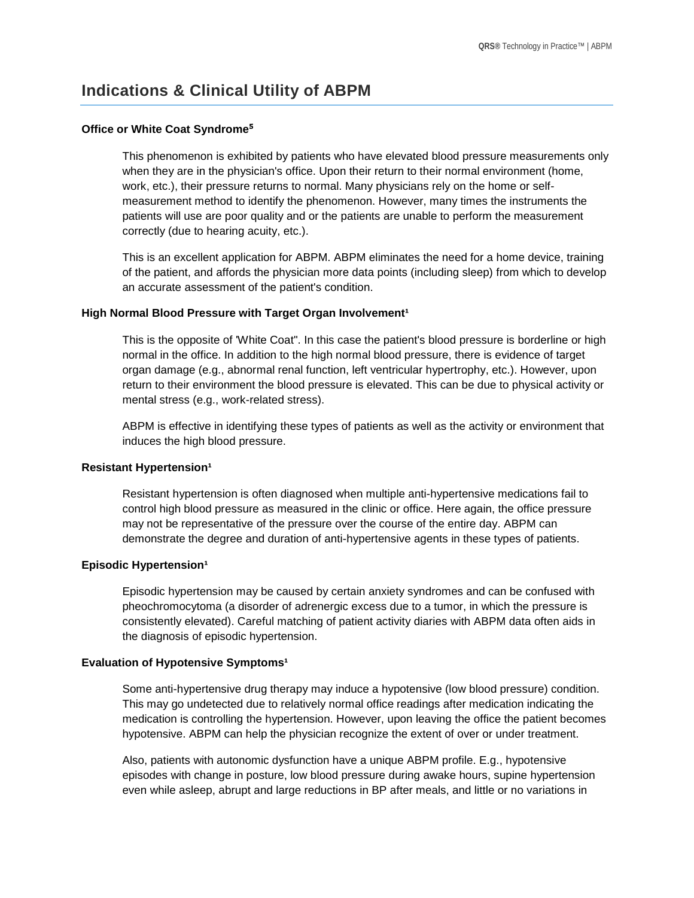# Indications & Clinical Utility of ABPM

### Office or White Coat Syndrome[5]

This phenomenon is exhibited by patients who have elevated blood pressure measurements only when they are in the physician's office. Upon their return to their normal environment (home, work, etc.), their pressure returns to normal. Many physicians rely on the home or self-measurement method to identify the phenomenon. However, many times the instruments the patients will use are poor quality and or the patients are unable to perform the measurement correctly (due to hearing acuity, etc.).

This is an excellent application for ABPM. ABPM eliminates the need for a home device, training of the patient, and affords the physician more data points (including sleep) from which to develop an accurate assessment of the patient's condition.

### High Normal Blood Pressure with Target Organ Involvement[1]

This is the opposite of 'White Coat". In this case the patient's blood pressure is borderline or high normal in the office. In addition to the high normal blood pressure, there is evidence of target organ damage (e.g., abnormal renal function, left ventricular hypertrophy, etc.). However, upon return to their environment the blood pressure is elevated. This can be due to physical activity or mental stress (e.g., work-related stress).

ABPM is effective in identifying these types of patients as well as the activity or environment that induces the high blood pressure.

### Resistant Hypertension[1]

Resistant hypertension is often diagnosed when multiple anti-hypertensive medications fail to control high blood pressure as measured in the clinic or office. Here again, the office pressure may not be representative of the pressure over the course of the entire day. ABPM can demonstrate the degree and duration of anti-hypertensive agents in these types of patients.

### Episodic Hypertension[1]

Episodic hypertension may be caused by certain anxiety syndromes and can be confused with pheochromocytoma (a disorder of adrenergic excess due to a tumor, in which the pressure is consistently elevated). Careful matching of patient activity diaries with ABPM data often aids in the diagnosis of episodic hypertension.

### Evaluation of Hypotensive Symptoms[1]

Some anti-hypertensive drug therapy may induce a hypotensive (low blood pressure) condition. This may go undetected due to relatively normal office readings after medication indicating the medication is controlling the hypertension. However, upon leaving the office the patient becomes hypotensive. ABPM can help the physician recognize the extent of over or under treatment.

Also, patients with autonomic dysfunction have a unique ABPM profile. E.g., hypotensive episodes with change in posture, low blood pressure during awake hours, supine hypertension even while asleep, abrupt and large reductions in BP after meals, and little or no variations in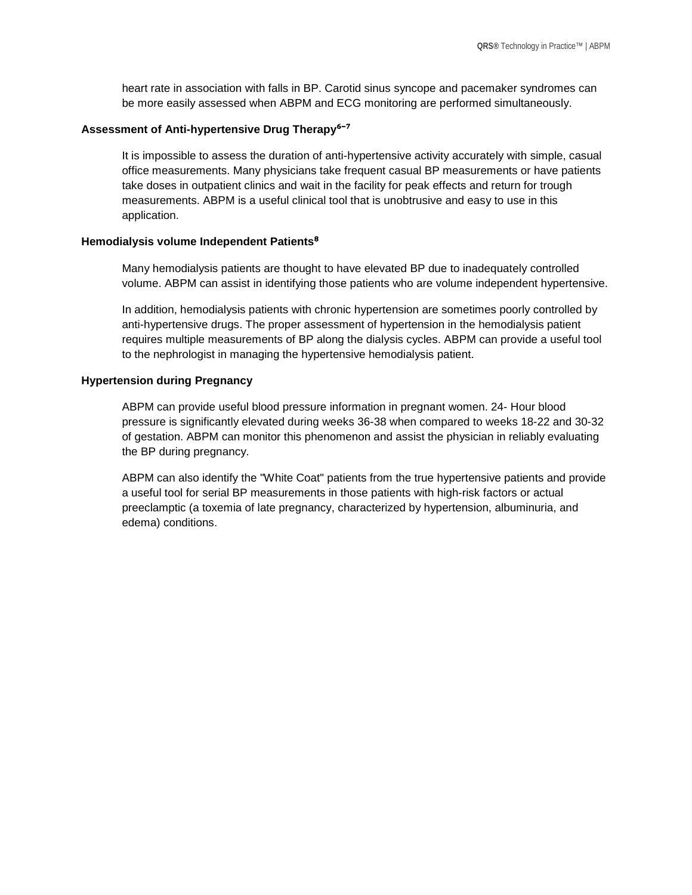heart rate in association with falls in BP. Carotid sinus syncope and pacemaker syndromes can be more easily assessed when ABPM and ECG monitoring are performed simultaneously.

### Assessment of Anti-hypertensive Drug Therapy[6–7]

It is impossible to assess the duration of anti-hypertensive activity accurately with simple, casual office measurements. Many physicians take frequent casual BP measurements or have patients take doses in outpatient clinics and wait in the facility for peak effects and return for trough measurements. ABPM is a useful clinical tool that is unobtrusive and easy to use in this application.

### Hemodialysis volume Independent Patients[8]

Many hemodialysis patients are thought to have elevated BP due to inadequately controlled volume. ABPM can assist in identifying those patients who are volume independent hypertensive.

In addition, hemodialysis patients with chronic hypertension are sometimes poorly controlled by anti-hypertensive drugs. The proper assessment of hypertension in the hemodialysis patient requires multiple measurements of BP along the dialysis cycles. ABPM can provide a useful tool to the nephrologist in managing the hypertensive hemodialysis patient.

### Hypertension during Pregnancy

ABPM can provide useful blood pressure information in pregnant women. 24- Hour blood pressure is significantly elevated during weeks 36-38 when compared to weeks 18-22 and 30-32 of gestation. ABPM can monitor this phenomenon and assist the physician in reliably evaluating the BP during pregnancy.

ABPM can also identify the "White Coat" patients from the true hypertensive patients and provide a useful tool for serial BP measurements in those patients with high-risk factors or actual preeclamptic (a toxemia of late pregnancy, characterized by hypertension, albuminuria, and edema) conditions.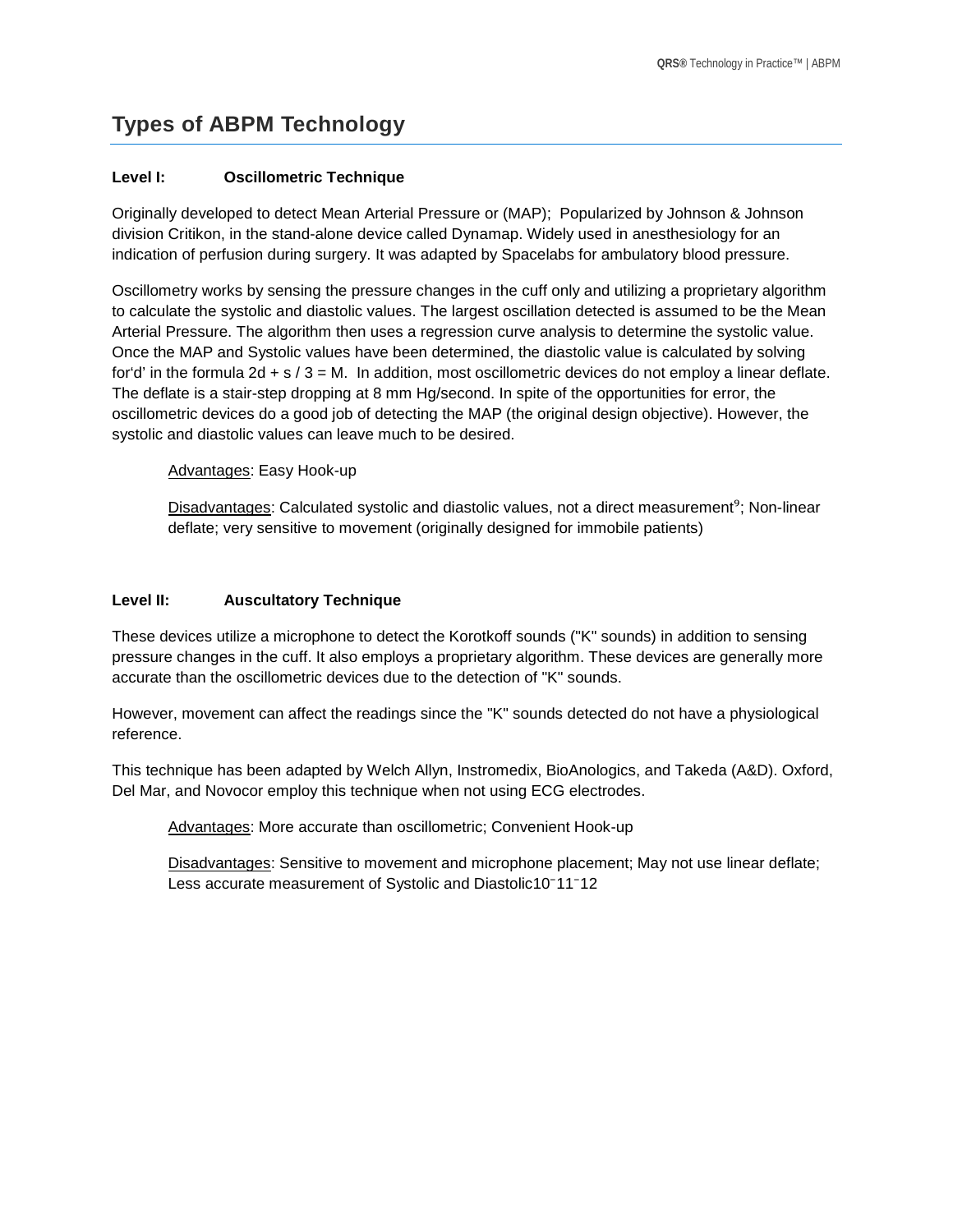## Types of ABPM Technology

**Level I: Oscillometric Technique**

Originally developed to detect Mean Arterial Pressure or (MAP); Popularized by Johnson & Johnson division Critikon, in the stand-alone device called Dynamap. Widely used in anesthesiology for an indication of perfusion during surgery. It was adapted by Spacelabs for ambulatory blood pressure.

Oscillometry works by sensing the pressure changes in the cuff only and utilizing a proprietary algorithm to calculate the systolic and diastolic values. The largest oscillation detected is assumed to be the Mean Arterial Pressure. The algorithm then uses a regression curve analysis to determine the systolic value. Once the MAP and Systolic values have been determined, the diastolic value is calculated by solving for'd' in the formula $2d + s / 3 = M$. In addition, most oscillometric devices do not employ a linear deflate. The deflate is a stair-step dropping at 8 mm Hg/second. In spite of the opportunities for error, the oscillometric devices do a good job of detecting the MAP (the original design objective). However, the systolic and diastolic values can leave much to be desired.

> Advantages: Easy Hook-up
>
> Disadvantages: Calculated systolic and diastolic values, not a direct measurement[9]; Non-linear deflate; very sensitive to movement (originally designed for immobile patients)

**Level II: Auscultatory Technique**

These devices utilize a microphone to detect the Korotkoff sounds ("K" sounds) in addition to sensing pressure changes in the cuff. It also employs a proprietary algorithm. These devices are generally more accurate than the oscillometric devices due to the detection of "K" sounds.

However, movement can affect the readings since the "K" sounds detected do not have a physiological reference.

This technique has been adapted by Welch Allyn, Instromedix, BioAnologics, and Takeda (A&D). Oxford, Del Mar, and Novocor employ this technique when not using ECG electrodes.

> Advantages: More accurate than oscillometric; Convenient Hook-up
>
> Disadvantages: Sensitive to movement and microphone placement; May not use linear deflate; Less accurate measurement of Systolic and Diastolic[10-11-12]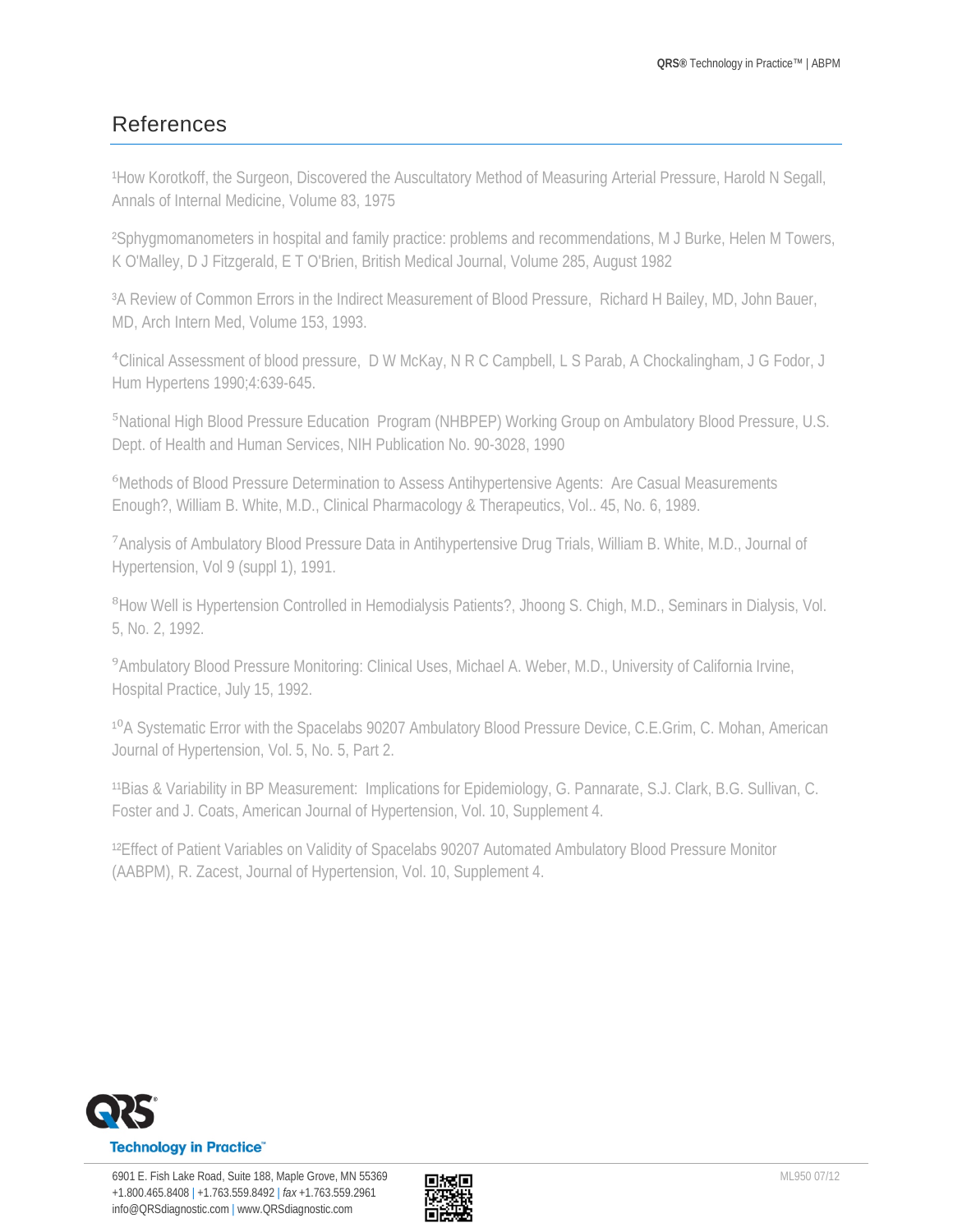# References

[1]How Korotkoff, the Surgeon, Discovered the Auscultatory Method of Measuring Arterial Pressure, Harold N Segall, Annals of Internal Medicine, Volume 83, 1975

[2]Sphygmomanometers in hospital and family practice: problems and recommendations, M J Burke, Helen M Towers, K O'Malley, D J Fitzgerald, E T O'Brien, British Medical Journal, Volume 285, August 1982

[3]A Review of Common Errors in the Indirect Measurement of Blood Pressure, Richard H Bailey, MD, John Bauer, MD, Arch Intern Med, Volume 153, 1993.

[4]Clinical Assessment of blood pressure, D W McKay, N R C Campbell, L S Parab, A Chockalingham, J G Fodor, J Hum Hypertens 1990;4:639-645.

[5]National High Blood Pressure Education Program (NHBPEP) Working Group on Ambulatory Blood Pressure, U.S. Dept. of Health and Human Services, NIH Publication No. 90-3028, 1990

[6]Methods of Blood Pressure Determination to Assess Antihypertensive Agents: Are Casual Measurements Enough?, William B. White, M.D., Clinical Pharmacology & Therapeutics, Vol.. 45, No. 6, 1989.

[7]Analysis of Ambulatory Blood Pressure Data in Antihypertensive Drug Trials, William B. White, M.D., Journal of Hypertension, Vol 9 (suppl 1), 1991.

[8]How Well is Hypertension Controlled in Hemodialysis Patients?, Jhoong S. Chigh, M.D., Seminars in Dialysis, Vol. 5, No. 2, 1992.

[9]Ambulatory Blood Pressure Monitoring: Clinical Uses, Michael A. Weber, M.D., University of California Irvine, Hospital Practice, July 15, 1992.

[10]A Systematic Error with the Spacelabs 90207 Ambulatory Blood Pressure Device, C.E.Grim, C. Mohan, American Journal of Hypertension, Vol. 5, No. 5, Part 2.

[11]Bias & Variability in BP Measurement: Implications for Epidemiology, G. Pannarate, S.J. Clark, B.G. Sullivan, C. Foster and J. Coats, American Journal of Hypertension, Vol. 10, Supplement 4.

[12]Effect of Patient Variables on Validity of Spacelabs 90207 Automated Ambulatory Blood Pressure Monitor (AABPM), R. Zacest, Journal of Hypertension, Vol. 10, Supplement 4.

QRS®

Technology in Practice™

6901 E. Fish Lake Road, Suite 188, Maple Grove, MN 55369
+1.800.465.8408 | +1.763.559.8492 | *fax* +1.763.559.2961
info@QRSdiagnostic.com | www.QRSdiagnostic.com

ML950 07/12